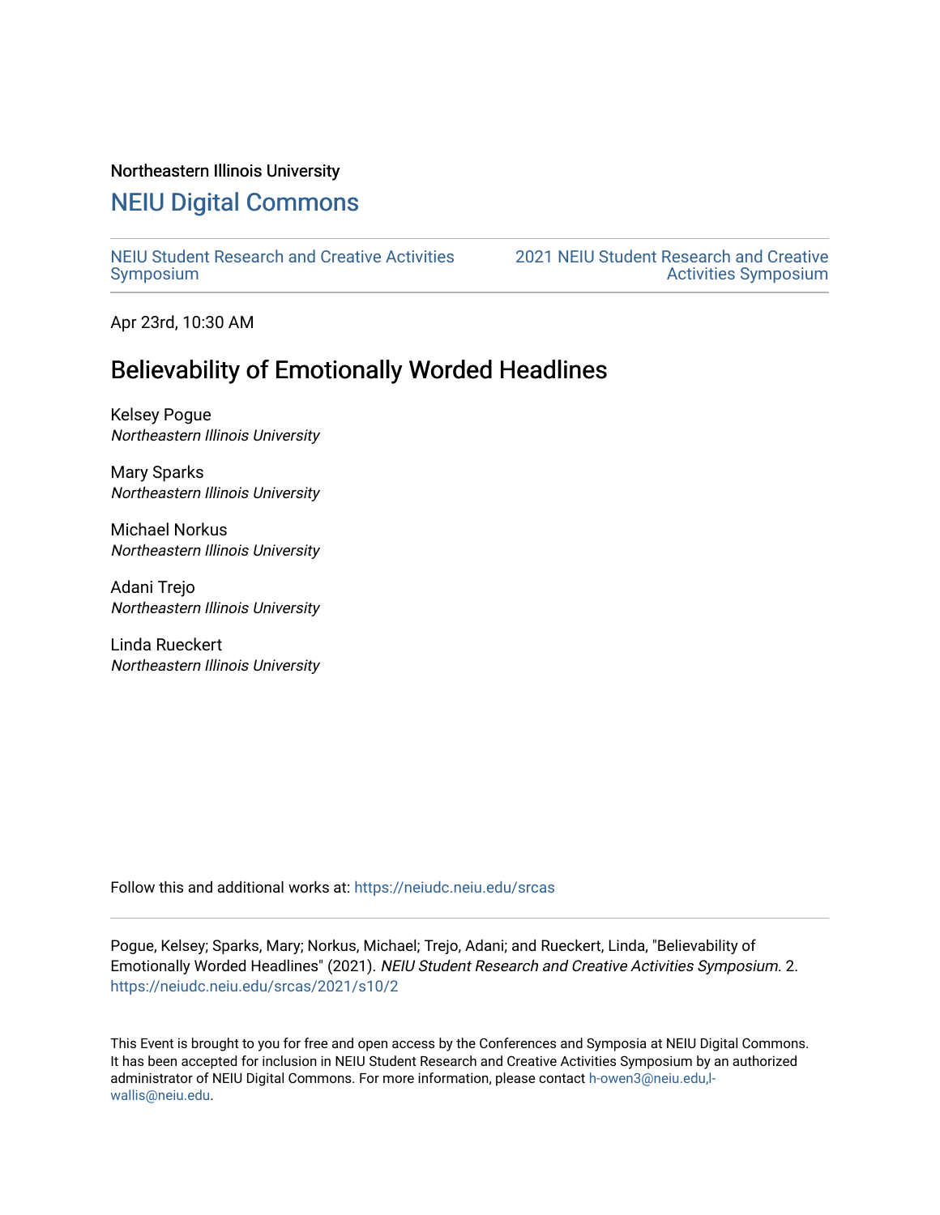Northeastern Illinois University

# NEIU Digital Commons

NEIU Student Research and Creative Activities Symposium

2021 NEIU Student Research and Creative Activities Symposium

Apr 23rd, 10:30 AM

## Believability of Emotionally Worded Headlines

Kelsey Pogue
*Northeastern Illinois University*

Mary Sparks
*Northeastern Illinois University*

Michael Norkus
*Northeastern Illinois University*

Adani Trejo
*Northeastern Illinois University*

Linda Rueckert
*Northeastern Illinois University*

Follow this and additional works at: https://neiudc.neiu.edu/srcas

Pogue, Kelsey; Sparks, Mary; Norkus, Michael; Trejo, Adani; and Rueckert, Linda, "Believability of Emotionally Worded Headlines" (2021). *NEIU Student Research and Creative Activities Symposium*. 2. https://neiudc.neiu.edu/srcas/2021/s10/2

This Event is brought to you for free and open access by the Conferences and Symposia at NEIU Digital Commons. It has been accepted for inclusion in NEIU Student Research and Creative Activities Symposium by an authorized administrator of NEIU Digital Commons. For more information, please contact h-owen3@neiu.edu,l-wallis@neiu.edu.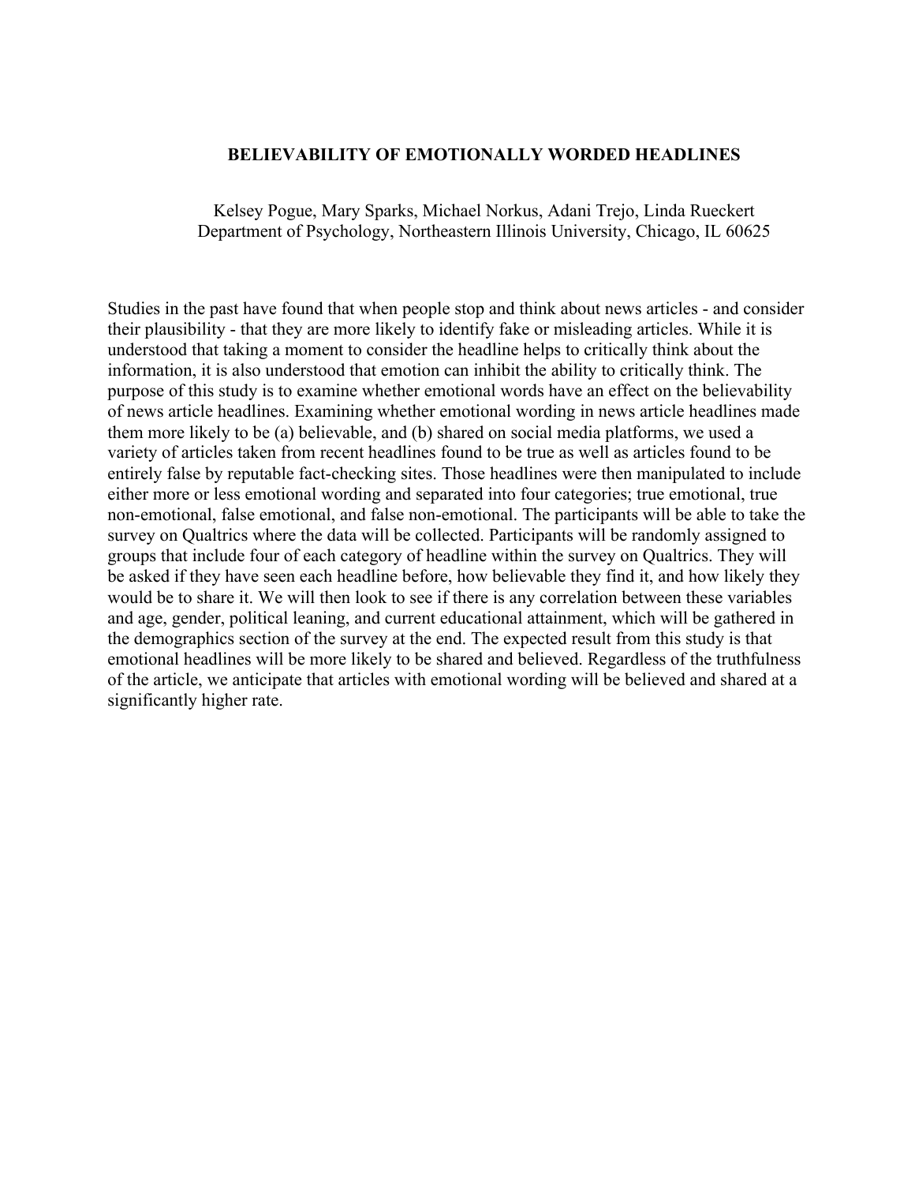# BELIEVABILITY OF EMOTIONALLY WORDED HEADLINES

Kelsey Pogue, Mary Sparks, Michael Norkus, Adani Trejo, Linda Rueckert
Department of Psychology, Northeastern Illinois University, Chicago, IL 60625

Studies in the past have found that when people stop and think about news articles - and consider their plausibility - that they are more likely to identify fake or misleading articles. While it is understood that taking a moment to consider the headline helps to critically think about the information, it is also understood that emotion can inhibit the ability to critically think. The purpose of this study is to examine whether emotional words have an effect on the believability of news article headlines. Examining whether emotional wording in news article headlines made them more likely to be (a) believable, and (b) shared on social media platforms, we used a variety of articles taken from recent headlines found to be true as well as articles found to be entirely false by reputable fact-checking sites. Those headlines were then manipulated to include either more or less emotional wording and separated into four categories; true emotional, true non-emotional, false emotional, and false non-emotional. The participants will be able to take the survey on Qualtrics where the data will be collected. Participants will be randomly assigned to groups that include four of each category of headline within the survey on Qualtrics. They will be asked if they have seen each headline before, how believable they find it, and how likely they would be to share it. We will then look to see if there is any correlation between these variables and age, gender, political leaning, and current educational attainment, which will be gathered in the demographics section of the survey at the end. The expected result from this study is that emotional headlines will be more likely to be shared and believed. Regardless of the truthfulness of the article, we anticipate that articles with emotional wording will be believed and shared at a significantly higher rate.